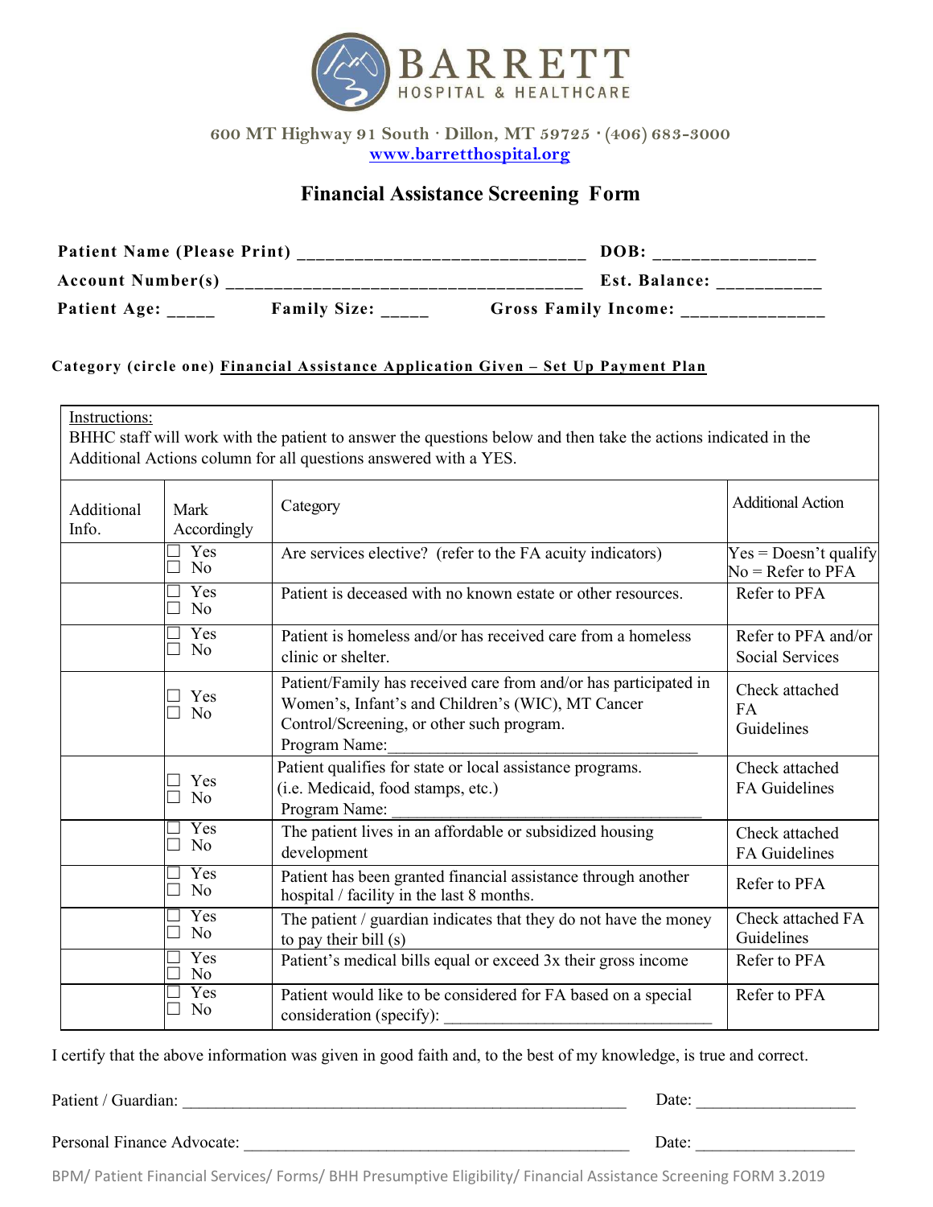# BARRETT
HOSPITAL & HEALTHCARE

600 MT Highway 91 South · Dillon, MT 59725 · (406) 683-3000
www.barretthospital.org

## Financial Assistance Screening Form

**Patient Name (Please Print)** ______________________________ **DOB:** ________________

**Account Number(s)** ____________________________________ **Est. Balance:** ___________

**Patient Age:** _____ **Family Size:** _____ **Gross Family Income:** _______________

**Category (circle one) Financial Assistance Application Given – Set Up Payment Plan**

Instructions:
BHHC staff will work with the patient to answer the questions below and then take the actions indicated in the Additional Actions column for all questions answered with a YES.

| Additional Info. | Mark Accordingly | Category | Additional Action |
|---|---|---|---|
| | ☐ Yes ☐ No | Are services elective? (refer to the FA acuity indicators) | Yes = Doesn't qualify No = Refer to PFA |
| | ☐ Yes ☐ No | Patient is deceased with no known estate or other resources. | Refer to PFA |
| | ☐ Yes ☐ No | Patient is homeless and/or has received care from a homeless clinic or shelter. | Refer to PFA and/or Social Services |
| | ☐ Yes ☐ No | Patient/Family has received care from and/or has participated in Women's, Infant's and Children's (WIC), MT Cancer Control/Screening, or other such program. Program Name: ______________________ | Check attached FA Guidelines |
| | ☐ Yes ☐ No | Patient qualifies for state or local assistance programs. (i.e. Medicaid, food stamps, etc.) Program Name: ______________________ | Check attached FA Guidelines |
| | ☐ Yes ☐ No | The patient lives in an affordable or subsidized housing development | Check attached FA Guidelines |
| | ☐ Yes ☐ No | Patient has been granted financial assistance through another hospital / facility in the last 8 months. | Refer to PFA |
| | ☐ Yes ☐ No | The patient / guardian indicates that they do not have the money to pay their bill (s) | Check attached FA Guidelines |
| | ☐ Yes ☐ No | Patient's medical bills equal or exceed 3x their gross income | Refer to PFA |
| | ☐ Yes ☐ No | Patient would like to be considered for FA based on a special consideration (specify): ______________________ | Refer to PFA |

I certify that the above information was given in good faith and, to the best of my knowledge, is true and correct.

Patient / Guardian: ______________________________________________ Date: ___________________

Personal Finance Advocate: _______________________________________ Date: ___________________

BPM/ Patient Financial Services/ Forms/ BHH Presumptive Eligibility/ Financial Assistance Screening FORM 3.2019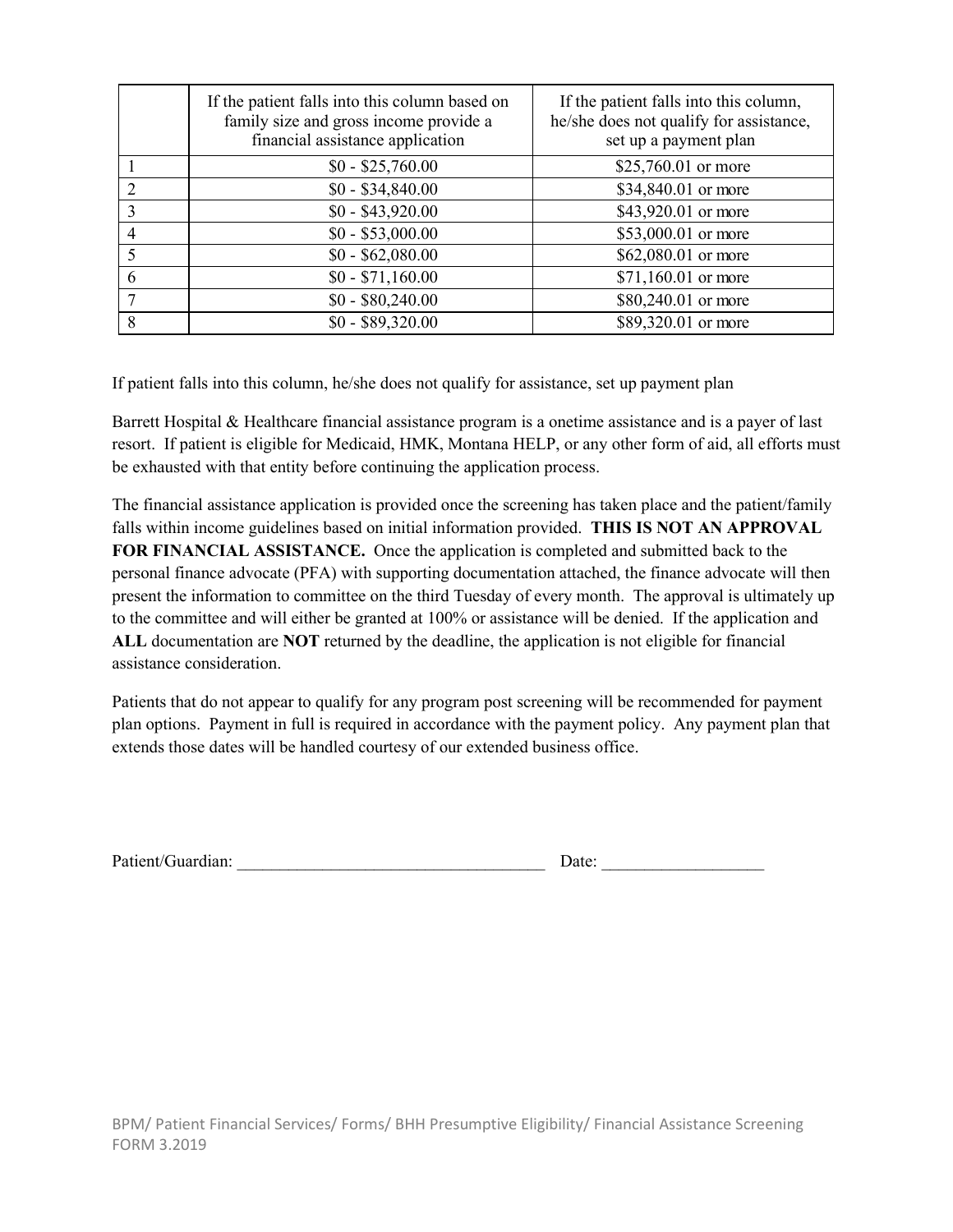| | If the patient falls into this column based on family size and gross income provide a financial assistance application | If the patient falls into this column, he/she does not qualify for assistance, set up a payment plan |
|---|---|---|
| 1 | $0 - $25,760.00 | $25,760.01 or more |
| 2 | $0 - $34,840.00 | $34,840.01 or more |
| 3 | $0 - $43,920.00 | $43,920.01 or more |
| 4 | $0 - $53,000.00 | $53,000.01 or more |
| 5 | $0 - $62,080.00 | $62,080.01 or more |
| 6 | $0 - $71,160.00 | $71,160.01 or more |
| 7 | $0 - $80,240.00 | $80,240.01 or more |
| 8 | $0 - $89,320.00 | $89,320.01 or more |

If patient falls into this column, he/she does not qualify for assistance, set up payment plan

Barrett Hospital & Healthcare financial assistance program is a onetime assistance and is a payer of last resort. If patient is eligible for Medicaid, HMK, Montana HELP, or any other form of aid, all efforts must be exhausted with that entity before continuing the application process.

The financial assistance application is provided once the screening has taken place and the patient/family falls within income guidelines based on initial information provided. **THIS IS NOT AN APPROVAL FOR FINANCIAL ASSISTANCE.** Once the application is completed and submitted back to the personal finance advocate (PFA) with supporting documentation attached, the finance advocate will then present the information to committee on the third Tuesday of every month. The approval is ultimately up to the committee and will either be granted at 100% or assistance will be denied. If the application and **ALL** documentation are **NOT** returned by the deadline, the application is not eligible for financial assistance consideration.

Patients that do not appear to qualify for any program post screening will be recommended for payment plan options. Payment in full is required in accordance with the payment policy. Any payment plan that extends those dates will be handled courtesy of our extended business office.

Patient/Guardian: ___________________________________ Date: __________________

BPM/ Patient Financial Services/ Forms/ BHH Presumptive Eligibility/ Financial Assistance Screening FORM 3.2019